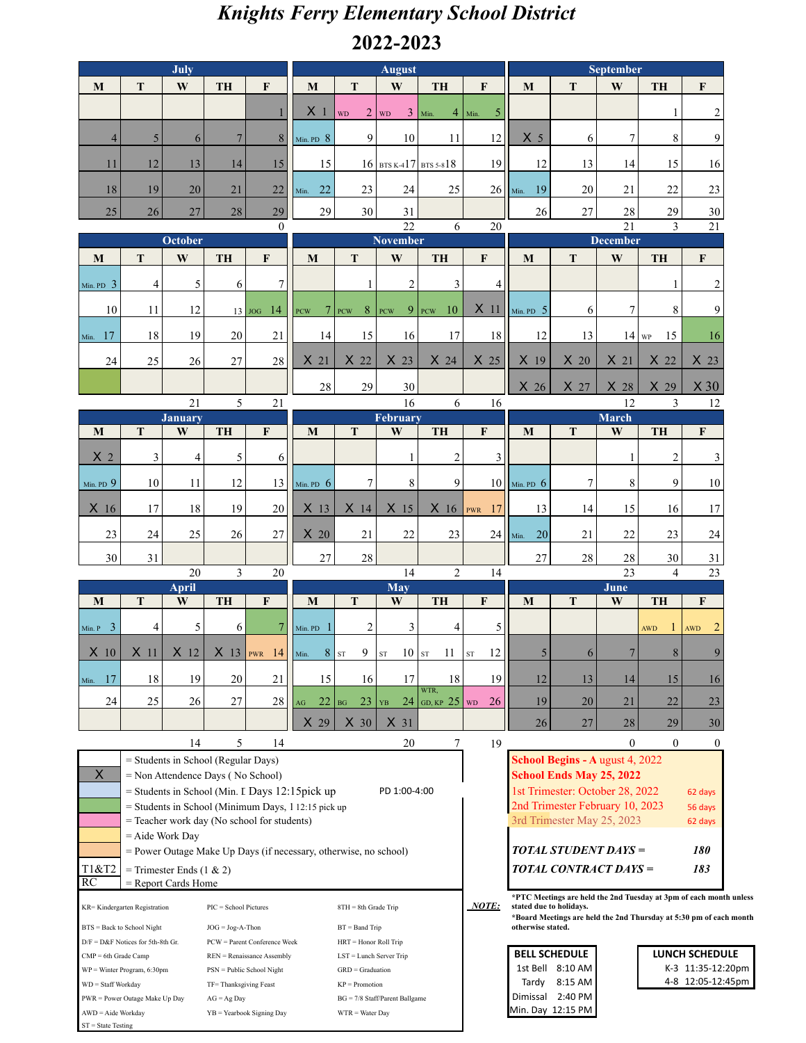# Knights Ferry Elementary School District

## 2022-2023

### July

| M | T | W | TH | F |
|---|---|---|---|---|
| | | | | 1 |
| 4 | 5 | 6 | 7 | 8 |
| 11 | 12 | 13 | 14 | 15 |
| 18 | 19 | 20 | 21 | 22 |
| 25 | 26 | 27 | 28 | 29 |

0

### August

| M | T | W | TH | F |
|---|---|---|---|---|
| X 1 | WD 2 | WD 3 | Min. 4 | Min. 5 |
| Min. PD 8 | 9 | 10 | 11 | 12 |
| 15 | 16 | BTS K-4 17 | BTS 5-8 18 | 19 |
| Min. 22 | 23 | 24 | 25 | 26 |
| 29 | 30 | 31 | | |

22 6 20

### September

| M | T | W | TH | F |
|---|---|---|---|---|
| | | | 1 | 2 |
| X 5 | 6 | 7 | 8 | 9 |
| 12 | 13 | 14 | 15 | 16 |
| Min. 19 | 20 | 21 | 22 | 23 |
| 26 | 27 | 28 | 29 | 30 |

21 3 21

### October

| M | T | W | TH | F |
|---|---|---|---|---|
| Min. PD 3 | 4 | 5 | 6 | 7 |
| 10 | 11 | 12 | 13 | JOG 14 |
| Min. 17 | 18 | 19 | 20 | 21 |
| 24 | 25 | 26 | 27 | 28 |
| | | | | |

21 5 21

### November

| M | T | W | TH | F |
|---|---|---|---|---|
| | 1 | 2 | 3 | 4 |
| PCW 7 | PCW 8 | PCW 9 | PCW 10 | X 11 |
| 14 | 15 | 16 | 17 | 18 |
| X 21 | X 22 | X 23 | X 24 | X 25 |
| 28 | 29 | 30 | | |

16 6 16

### December

| M | T | W | TH | F |
|---|---|---|---|---|
| | | | 1 | 2 |
| Min. PD 5 | 6 | 7 | 8 | 9 |
| 12 | 13 | 14 | WP 15 | 16 |
| X 19 | X 20 | X 21 | X 22 | X 23 |
| X 26 | X 27 | X 28 | X 29 | X 30 |

12 3 12

### January

| M | T | W | TH | F |
|---|---|---|---|---|
| X 2 | 3 | 4 | 5 | 6 |
| Min. PD 9 | 10 | 11 | 12 | 13 |
| X 16 | 17 | 18 | 19 | 20 |
| 23 | 24 | 25 | 26 | 27 |
| 30 | 31 | | | |

20 3 20

### February

| M | T | W | TH | F |
|---|---|---|---|---|
| | | 1 | 2 | 3 |
| Min. PD 6 | 7 | 8 | 9 | 10 |
| X 13 | X 14 | X 15 | X 16 | PWR 17 |
| X 20 | 21 | 22 | 23 | 24 |
| 27 | 28 | | | |

14 2 14

### March

| M | T | W | TH | F |
|---|---|---|---|---|
| | | 1 | 2 | 3 |
| Min. PD 6 | 7 | 8 | 9 | 10 |
| 13 | 14 | 15 | 16 | 17 |
| Min. 20 | 21 | 22 | 23 | 24 |
| 27 | 28 | 28 | 30 | 31 |

23 4 23

### April

| M | T | W | TH | F |
|---|---|---|---|---|
| Min. P 3 | 4 | 5 | 6 | 7 |
| X 10 | X 11 | X 12 | X 13 | PWR 14 |
| Min. 17 | 18 | 19 | 20 | 21 |
| 24 | 25 | 26 | 27 | 28 |
| | | | | |

14 5 14

### May

| M | T | W | TH | F |
|---|---|---|---|---|
| Min. PD 1 | 2 | 3 | 4 | 5 |
| Min. 8 | ST 9 | ST 10 | ST 11 | ST 12 |
| 15 | 16 | 17 | 18 | 19 |
| AG 22 | BG 23 | YB 24 | WTR, GD, KP 25 | WD 26 |
| X 29 | X 30 | X 31 | | |

20 7 19

### June

| M | T | W | TH | F |
|---|---|---|---|---|
| | | | AWD 1 | AWD 2 |
| 5 | 6 | 7 | 8 | 9 |
| 12 | 13 | 14 | 15 | 16 |
| 19 | 20 | 21 | 22 | 23 |
| 26 | 27 | 28 | 29 | 30 |

0 0 0

### Legend

| | |
|---|---|
| (white) | = Students in School (Regular Days) |
| X | = Non Attendence Days ( No School) |
| (light blue) | = Students in School (Min. Days 12:15pick up — PD 1:00-4:00 |
| (green) | = Students in School (Minimum Days, 12:15 pick up |
| (pink) | = Teacher work day (No school for students) |
| (yellow) | = Aide Work Day |
| (orange) | = Power Outage Make Up Days (if necessary, otherwise, no school) |
| T1&T2 | = Trimester Ends (1 & 2) |
| RC | = Report Cards Home |

**School Begins - August 4, 2022**
**School Ends May 25, 2022**

| | |
|---|---|
| 1st Trimester: October 28, 2022 | 62 days |
| 2nd Trimester February 10, 2023 | 56 days |
| 3rd Trimester May 25, 2023 | 62 days |

***TOTAL STUDENT DAYS =*** **180**

***TOTAL CONTRACT DAYS =*** **183**

### Abbreviations

| | | |
|---|---|---|
| KR= Kindergarten Registration | PIC = School Pictures | 8TH = 8th Grade Trip |
| BTS = Back to School Night | JOG = Jog-A-Thon | BT = Band Trip |
| D/F = D&F Notices for 5th-8th Gr. | PCW = Parent Conference Week | HRT = Honor Roll Trip |
| CMP = 6th Grade Camp | REN = Renaissance Assembly | LST = Lunch Server Trip |
| WP = Winter Program, 6:30pm | PSN = Public School Night | GRD = Graduation |
| WD = Staff Workday | TF= Thanksgiving Feast | KP = Promotion |
| PWR = Power Outage Make Up Day | AG = Ag Day | BG = 7/8 Staff/Parent Ballgame |
| AWD = Aide Workday | YB = Yearbook Signing Day | WTR = Water Day |
| ST = State Testing | | |

**NOTE:**
*PTC Meetings are held the 2nd Tuesday at 3pm of each month unless stated due to holidays.
*Board Meetings are held the 2nd Thursday at 5:30 pm of each month otherwise stated.

| BELL SCHEDULE | |
|---|---|
| 1st Bell | 8:10 AM |
| Tardy | 8:15 AM |
| Dimissal | 2:40 PM |
| Min. Day | 12:15 PM |

| LUNCH SCHEDULE | |
|---|---|
| K-3 | 11:35-12:20pm |
| 4-8 | 12:05-12:45pm |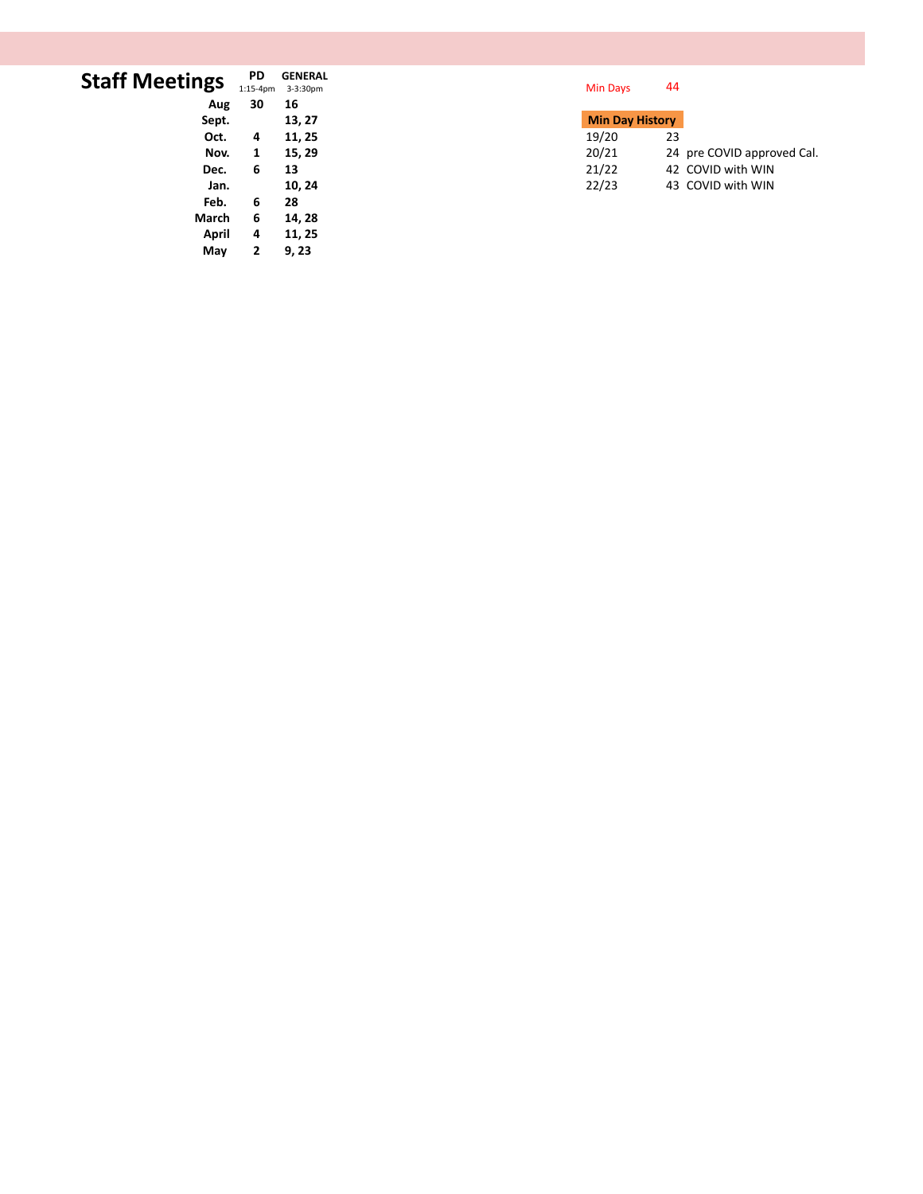## Staff Meetings

| | PD 1:15-4pm | GENERAL 3-3:30pm |
|---|---|---|
| **Aug** | **30** | **16** |
| **Sept.** | | **13, 27** |
| **Oct.** | **4** | **11, 25** |
| **Nov.** | **1** | **15, 29** |
| **Dec.** | **6** | **13** |
| **Jan.** | | **10, 24** |
| **Feb.** | **6** | **28** |
| **March** | **6** | **14, 28** |
| **April** | **4** | **11, 25** |
| **May** | **2** | **9, 23** |

Min Days 44

| **Min Day History** | | |
|---|---|---|
| 19/20 | 23 | |
| 20/21 | 24 | pre COVID approved Cal. |
| 21/22 | 42 | COVID with WIN |
| 22/23 | 43 | COVID with WIN |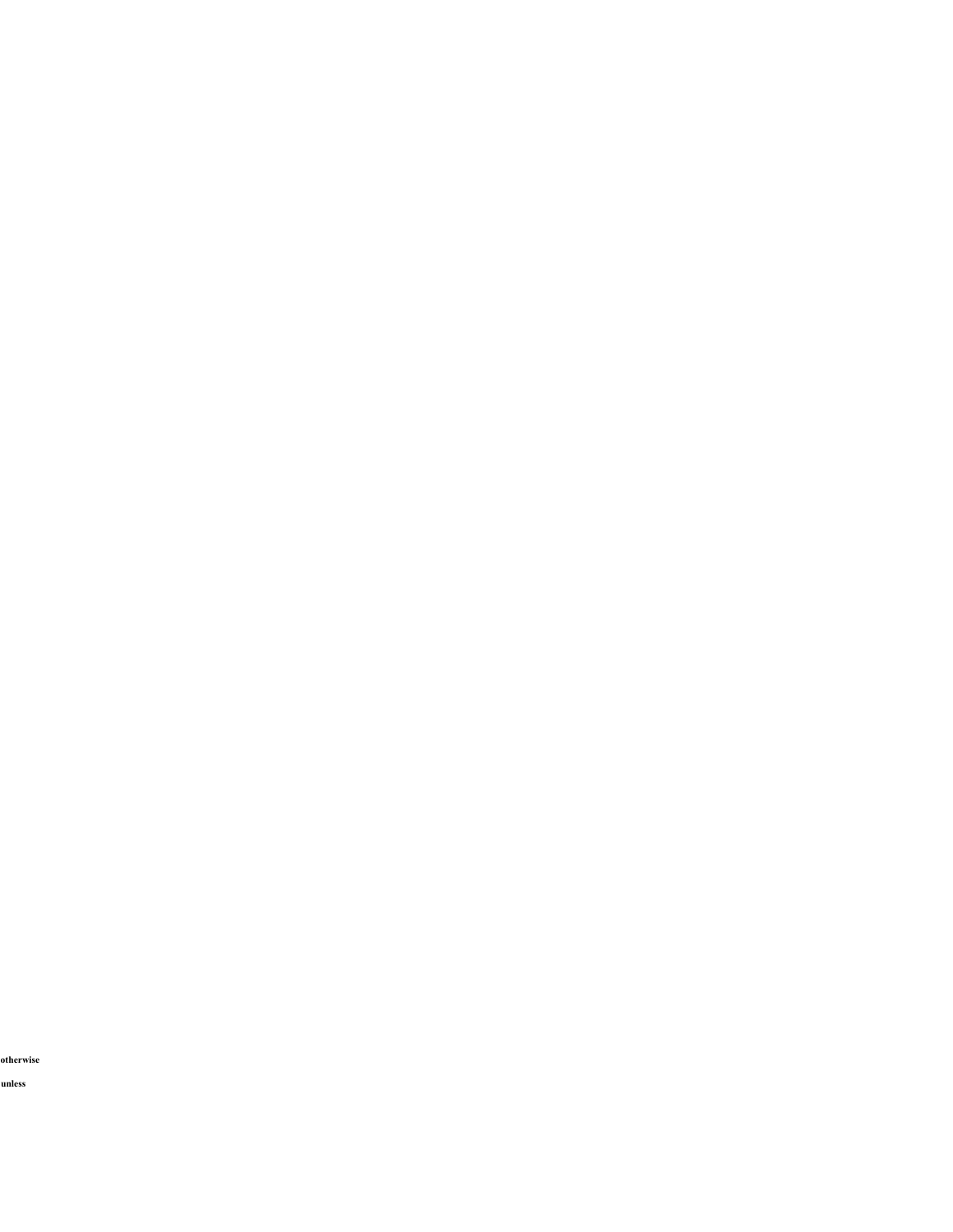**otherwise**

**unless**